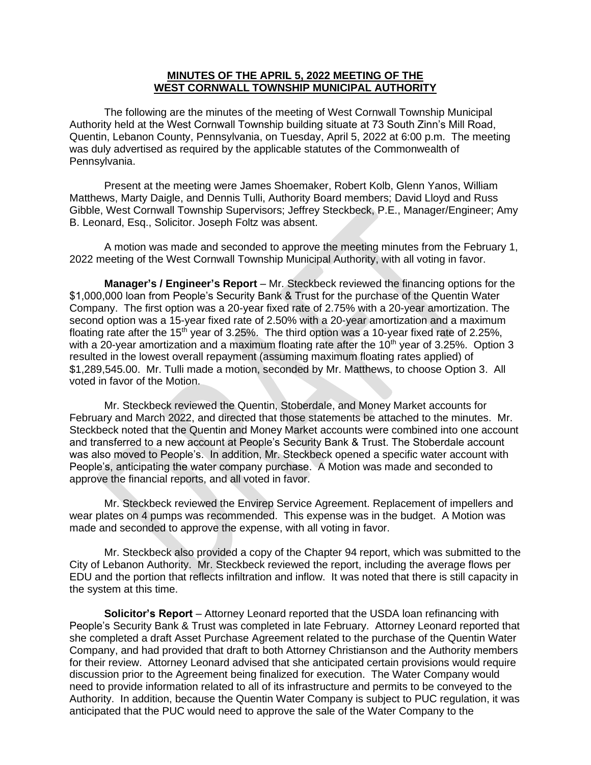**MINUTES OF THE APRIL 5, 2022 MEETING OF THE WEST CORNWALL TOWNSHIP MUNICIPAL AUTHORITY**

The following are the minutes of the meeting of West Cornwall Township Municipal Authority held at the West Cornwall Township building situate at 73 South Zinn's Mill Road, Quentin, Lebanon County, Pennsylvania, on Tuesday, April 5, 2022 at 6:00 p.m. The meeting was duly advertised as required by the applicable statutes of the Commonwealth of Pennsylvania.

Present at the meeting were James Shoemaker, Robert Kolb, Glenn Yanos, William Matthews, Marty Daigle, and Dennis Tulli, Authority Board members; David Lloyd and Russ Gibble, West Cornwall Township Supervisors; Jeffrey Steckbeck, P.E., Manager/Engineer; Amy B. Leonard, Esq., Solicitor. Joseph Foltz was absent.

A motion was made and seconded to approve the meeting minutes from the February 1, 2022 meeting of the West Cornwall Township Municipal Authority, with all voting in favor.

**Manager's / Engineer's Report** – Mr. Steckbeck reviewed the financing options for the $1,000,000 loan from People's Security Bank & Trust for the purchase of the Quentin Water Company. The first option was a 20-year fixed rate of 2.75% with a 20-year amortization. The second option was a 15-year fixed rate of 2.50% with a 20-year amortization and a maximum floating rate after the 15th year of 3.25%. The third option was a 10-year fixed rate of 2.25%, with a 20-year amortization and a maximum floating rate after the 10th year of 3.25%. Option 3 resulted in the lowest overall repayment (assuming maximum floating rates applied) of $1,289,545.00. Mr. Tulli made a motion, seconded by Mr. Matthews, to choose Option 3. All voted in favor of the Motion.

Mr. Steckbeck reviewed the Quentin, Stoberdale, and Money Market accounts for February and March 2022, and directed that those statements be attached to the minutes. Mr. Steckbeck noted that the Quentin and Money Market accounts were combined into one account and transferred to a new account at People's Security Bank & Trust. The Stoberdale account was also moved to People's. In addition, Mr. Steckbeck opened a specific water account with People's, anticipating the water company purchase. A Motion was made and seconded to approve the financial reports, and all voted in favor.

Mr. Steckbeck reviewed the Envirep Service Agreement. Replacement of impellers and wear plates on 4 pumps was recommended. This expense was in the budget. A Motion was made and seconded to approve the expense, with all voting in favor.

Mr. Steckbeck also provided a copy of the Chapter 94 report, which was submitted to the City of Lebanon Authority. Mr. Steckbeck reviewed the report, including the average flows per EDU and the portion that reflects infiltration and inflow. It was noted that there is still capacity in the system at this time.

**Solicitor's Report** – Attorney Leonard reported that the USDA loan refinancing with People's Security Bank & Trust was completed in late February. Attorney Leonard reported that she completed a draft Asset Purchase Agreement related to the purchase of the Quentin Water Company, and had provided that draft to both Attorney Christianson and the Authority members for their review. Attorney Leonard advised that she anticipated certain provisions would require discussion prior to the Agreement being finalized for execution. The Water Company would need to provide information related to all of its infrastructure and permits to be conveyed to the Authority. In addition, because the Quentin Water Company is subject to PUC regulation, it was anticipated that the PUC would need to approve the sale of the Water Company to the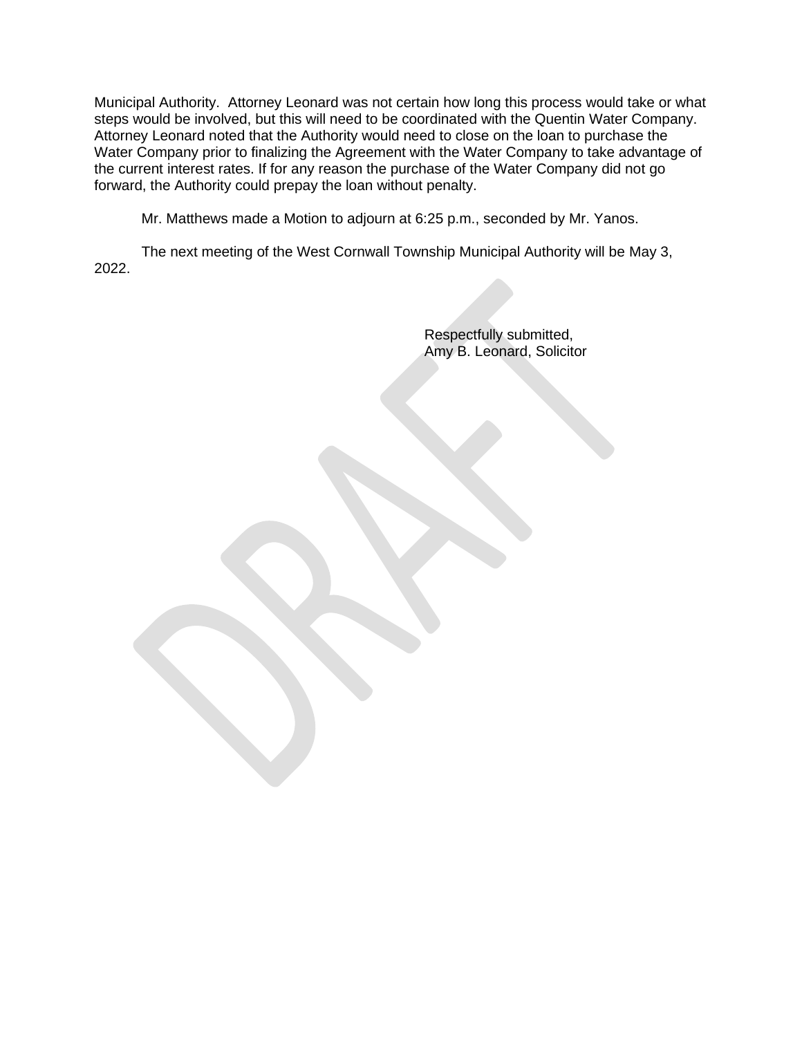Municipal Authority. Attorney Leonard was not certain how long this process would take or what steps would be involved, but this will need to be coordinated with the Quentin Water Company. Attorney Leonard noted that the Authority would need to close on the loan to purchase the Water Company prior to finalizing the Agreement with the Water Company to take advantage of the current interest rates. If for any reason the purchase of the Water Company did not go forward, the Authority could prepay the loan without penalty.

Mr. Matthews made a Motion to adjourn at 6:25 p.m., seconded by Mr. Yanos.

The next meeting of the West Cornwall Township Municipal Authority will be May 3, 2022.

Respectfully submitted,
Amy B. Leonard, Solicitor